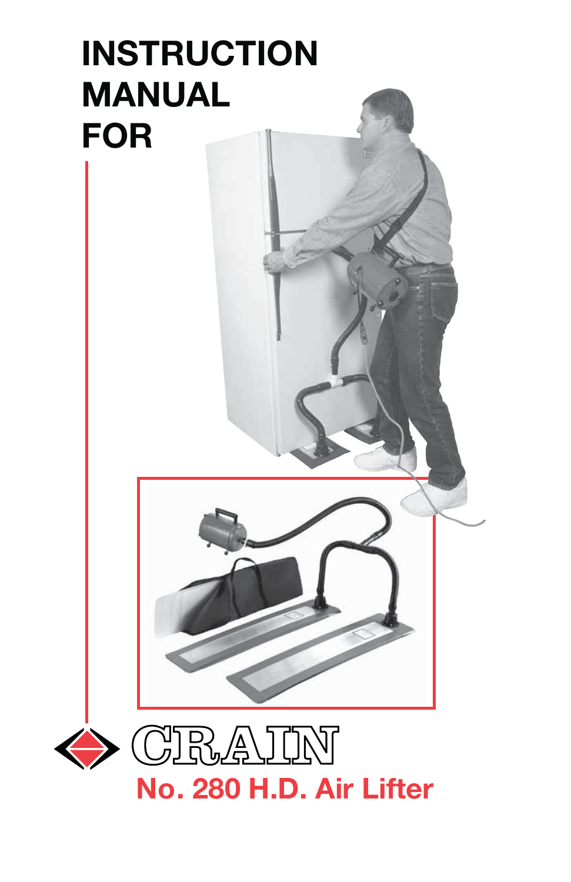# INSTRUCTION MANUAL FOR

CRAIN

## No. 280 H.D. Air Lifter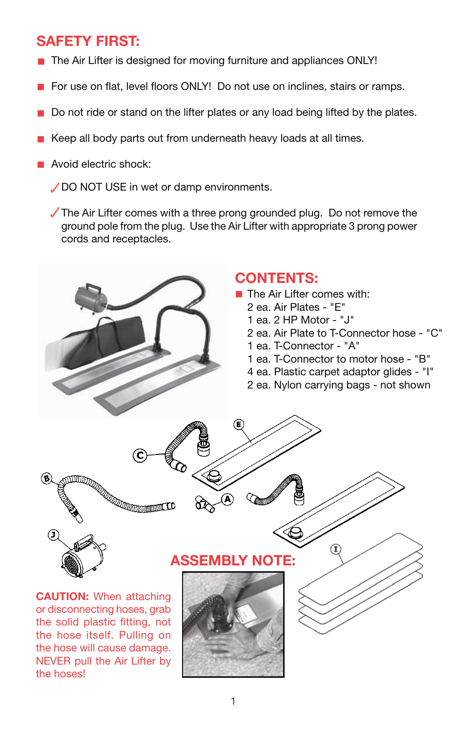## SAFETY FIRST:

- The Air Lifter is designed for moving furniture and appliances ONLY!
- For use on flat, level floors ONLY! Do not use on inclines, stairs or ramps.
- Do not ride or stand on the lifter plates or any load being lifted by the plates.
- Keep all body parts out from underneath heavy loads at all times.
- Avoid electric shock:
  - ✓ DO NOT USE in wet or damp environments.
  - ✓ The Air Lifter comes with a three prong grounded plug. Do not remove the ground pole from the plug. Use the Air Lifter with appropriate 3 prong power cords and receptacles.

## CONTENTS:

- The Air Lifter comes with:
  - 2 ea. Air Plates - "E"
  - 1 ea. 2 HP Motor - "J"
  - 2 ea. Air Plate to T-Connector hose - "C"
  - 1 ea. T-Connector - "A"
  - 1 ea. T-Connector to motor hose - "B"
  - 4 ea. Plastic carpet adaptor glides - "I"
  - 2 ea. Nylon carrying bags - not shown

C E B A J I

## ASSEMBLY NOTE:

**CAUTION:** When attaching or disconnecting hoses, grab the solid plastic fitting, not the hose itself. Pulling on the hose will cause damage. NEVER pull the Air Lifter by the hoses!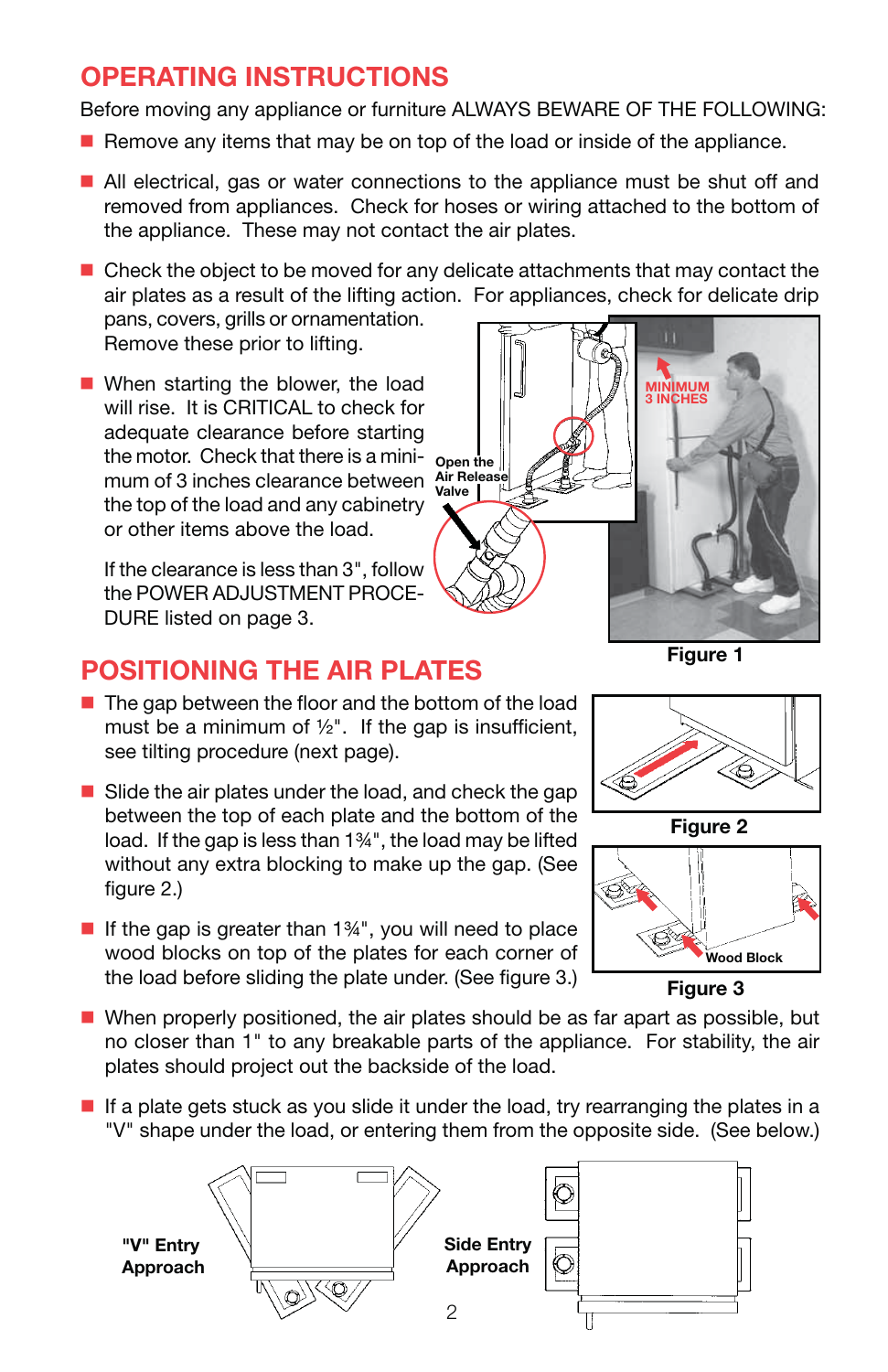## OPERATING INSTRUCTIONS

Before moving any appliance or furniture ALWAYS BEWARE OF THE FOLLOWING:

- Remove any items that may be on top of the load or inside of the appliance.
- All electrical, gas or water connections to the appliance must be shut off and removed from appliances. Check for hoses or wiring attached to the bottom of the appliance. These may not contact the air plates.
- Check the object to be moved for any delicate attachments that may contact the air plates as a result of the lifting action. For appliances, check for delicate drip pans, covers, grills or ornamentation. Remove these prior to lifting.
- When starting the blower, the load will rise. It is CRITICAL to check for adequate clearance before starting the motor. Check that there is a minimum of 3 inches clearance between the top of the load and any cabinetry or other items above the load.

  If the clearance is less than 3", follow the POWER ADJUSTMENT PROCEDURE listed on page 3.

Open the Air Release Valve

MINIMUM 3 INCHES

Figure 1

## POSITIONING THE AIR PLATES

- The gap between the floor and the bottom of the load must be a minimum of ½". If the gap is insufficient, see tilting procedure (next page).
- Slide the air plates under the load, and check the gap between the top of each plate and the bottom of the load. If the gap is less than 1¾", the load may be lifted without any extra blocking to make up the gap. (See figure 2.)
- If the gap is greater than 1¾", you will need to place wood blocks on top of the plates for each corner of the load before sliding the plate under. (See figure 3.)

Figure 2

Wood Block

Figure 3

- When properly positioned, the air plates should be as far apart as possible, but no closer than 1" to any breakable parts of the appliance. For stability, the air plates should project out the backside of the load.
- If a plate gets stuck as you slide it under the load, try rearranging the plates in a "V" shape under the load, or entering them from the opposite side. (See below.)

"V" Entry Approach

Side Entry Approach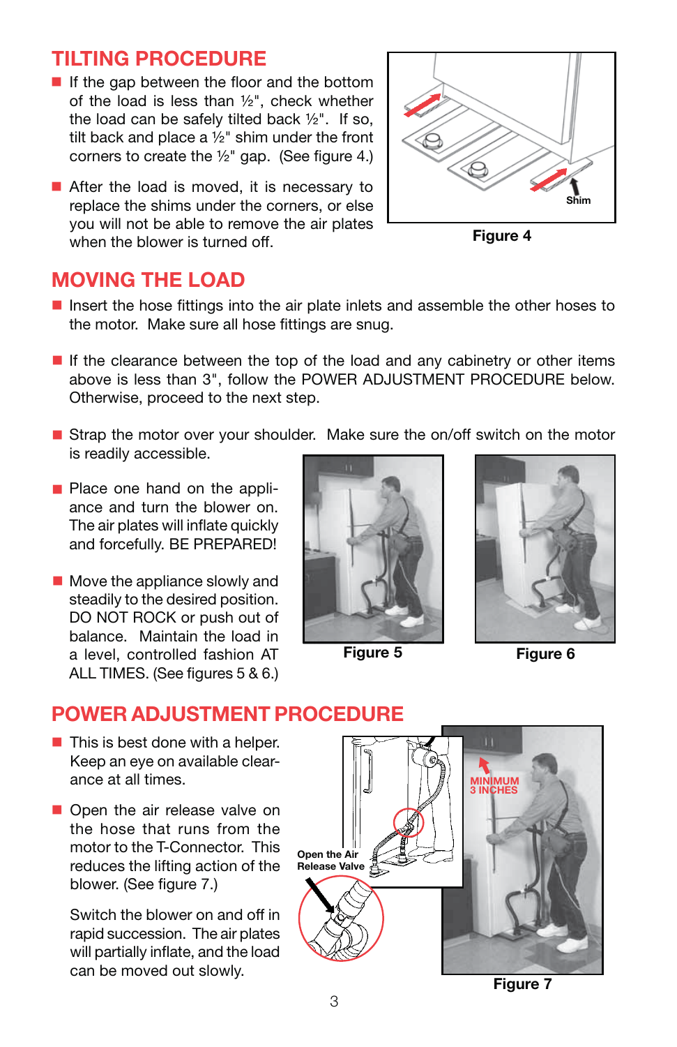## TILTING PROCEDURE

- If the gap between the floor and the bottom of the load is less than ½", check whether the load can be safely tilted back ½". If so, tilt back and place a ½" shim under the front corners to create the ½" gap. (See figure 4.)
- After the load is moved, it is necessary to replace the shims under the corners, or else you will not be able to remove the air plates when the blower is turned off.

Shim

**Figure 4**

## MOVING THE LOAD

- Insert the hose fittings into the air plate inlets and assemble the other hoses to the motor. Make sure all hose fittings are snug.
- If the clearance between the top of the load and any cabinetry or other items above is less than 3", follow the POWER ADJUSTMENT PROCEDURE below. Otherwise, proceed to the next step.
- Strap the motor over your shoulder. Make sure the on/off switch on the motor is readily accessible.
- Place one hand on the appliance and turn the blower on. The air plates will inflate quickly and forcefully. BE PREPARED!
- Move the appliance slowly and steadily to the desired position. DO NOT ROCK or push out of balance. Maintain the load in a level, controlled fashion AT ALL TIMES. (See figures 5 & 6.)

**Figure 5**

**Figure 6**

## POWER ADJUSTMENT PROCEDURE

- This is best done with a helper. Keep an eye on available clearance at all times.
- Open the air release valve on the hose that runs from the motor to the T-Connector. This reduces the lifting action of the blower. (See figure 7.)

  Switch the blower on and off in rapid succession. The air plates will partially inflate, and the load can be moved out slowly.

Open the Air Release Valve

MINIMUM 3 INCHES

**Figure 7**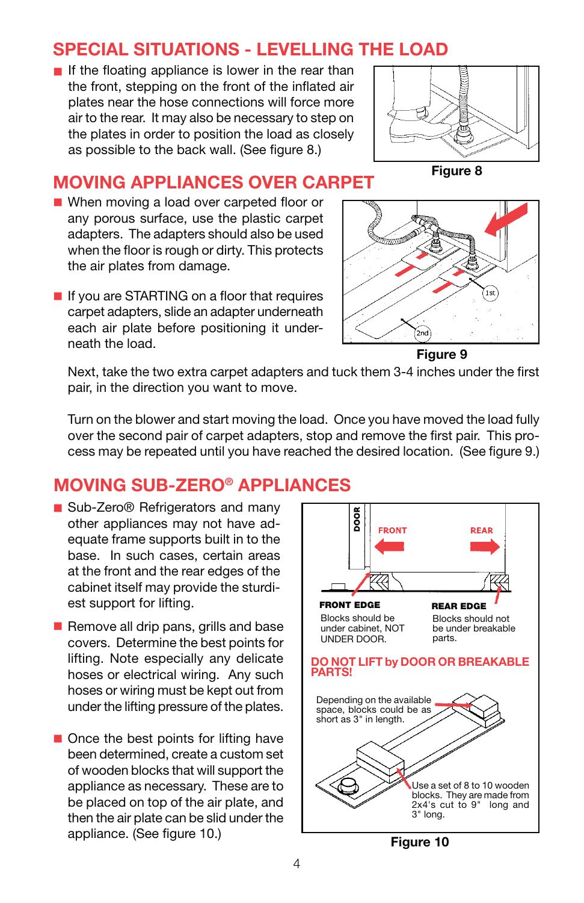## SPECIAL SITUATIONS - LEVELLING THE LOAD

- If the floating appliance is lower in the rear than the front, stepping on the front of the inflated air plates near the hose connections will force more air to the rear. It may also be necessary to step on the plates in order to position the load as closely as possible to the back wall. (See figure 8.)

Figure 8

## MOVING APPLIANCES OVER CARPET

- When moving a load over carpeted floor or any porous surface, use the plastic carpet adapters. The adapters should also be used when the floor is rough or dirty. This protects the air plates from damage.

- If you are STARTING on a floor that requires carpet adapters, slide an adapter underneath each air plate before positioning it underneath the load.

Figure 9

Next, take the two extra carpet adapters and tuck them 3-4 inches under the first pair, in the direction you want to move.

Turn on the blower and start moving the load. Once you have moved the load fully over the second pair of carpet adapters, stop and remove the first pair. This process may be repeated until you have reached the desired location. (See figure 9.)

## MOVING SUB-ZERO® APPLIANCES

- Sub-Zero® Refrigerators and many other appliances may not have adequate frame supports built in to the base. In such cases, certain areas at the front and the rear edges of the cabinet itself may provide the sturdiest support for lifting.

- Remove all drip pans, grills and base covers. Determine the best points for lifting. Note especially any delicate hoses or electrical wiring. Any such hoses or wiring must be kept out from under the lifting pressure of the plates.

- Once the best points for lifting have been determined, create a custom set of wooden blocks that will support the appliance as necessary. These are to be placed on top of the air plate, and then the air plate can be slid under the appliance. (See figure 10.)

DOOR FRONT REAR

**FRONT EDGE**
Blocks should be under cabinet, NOT UNDER DOOR.

**REAR EDGE**
Blocks should not be under breakable parts.

**DO NOT LIFT by DOOR OR BREAKABLE PARTS!**

Depending on the available space, blocks could be as short as 3" in length.

Use a set of 8 to 10 wooden blocks. They are made from 2x4's cut to 9" long and 3" long.

Figure 10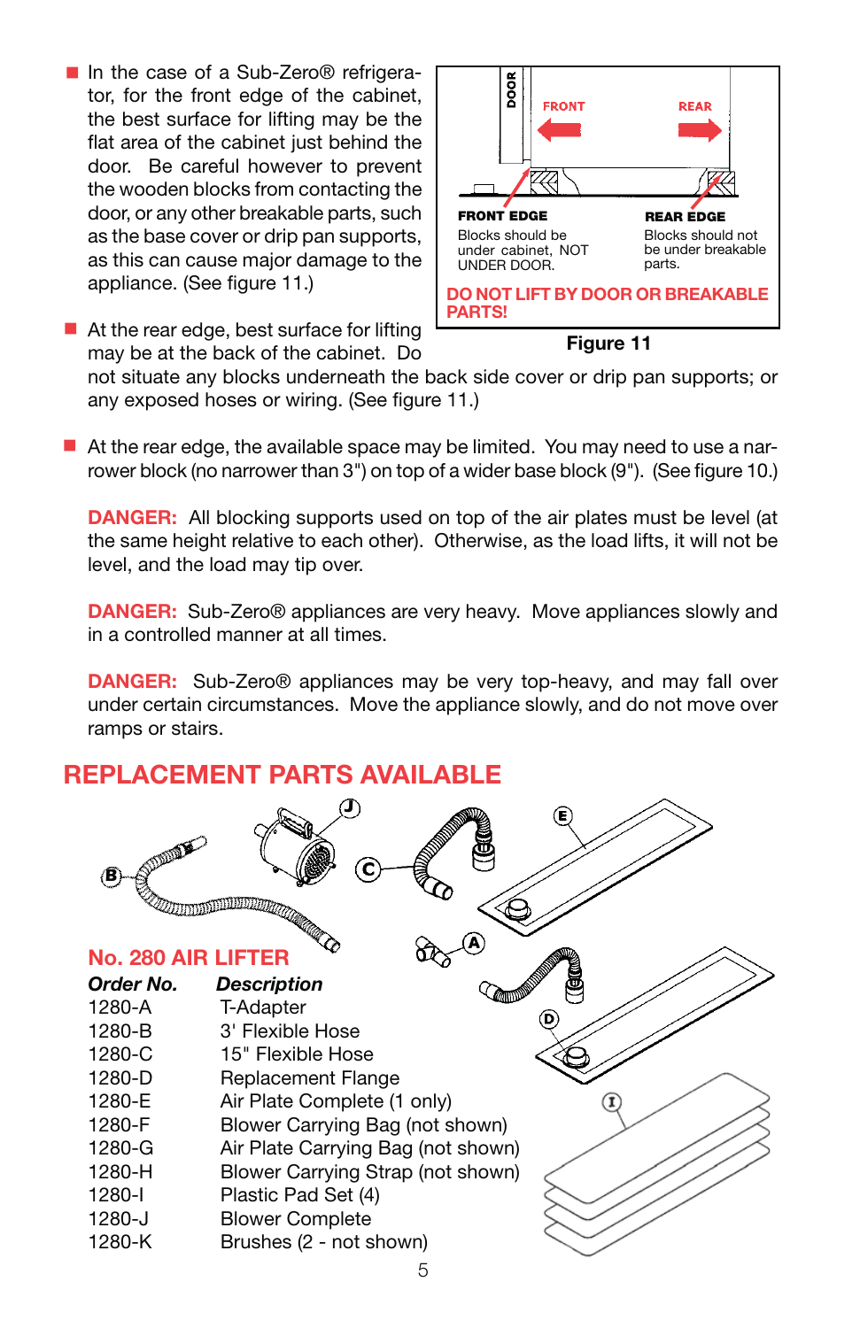- In the case of a Sub-Zero® refrigerator, for the front edge of the cabinet, the best surface for lifting may be the flat area of the cabinet just behind the door. Be careful however to prevent the wooden blocks from contacting the door, or any other breakable parts, such as the base cover or drip pan supports, as this can cause major damage to the appliance. (See figure 11.)

- At the rear edge, best surface for lifting may be at the back of the cabinet. Do not situate any blocks underneath the back side cover or drip pan supports; or any exposed hoses or wiring. (See figure 11.)

- At the rear edge, the available space may be limited. You may need to use a narrower block (no narrower than 3") on top of a wider base block (9"). (See figure 10.)

DOOR | FRONT | REAR

**FRONT EDGE** Blocks should be under cabinet, NOT UNDER DOOR.

**REAR EDGE** Blocks should not be under breakable parts.

**DO NOT LIFT BY DOOR OR BREAKABLE PARTS!**

**Figure 11**

**DANGER:** All blocking supports used on top of the air plates must be level (at the same height relative to each other). Otherwise, as the load lifts, it will not be level, and the load may tip over.

**DANGER:** Sub-Zero® appliances are very heavy. Move appliances slowly and in a controlled manner at all times.

**DANGER:** Sub-Zero® appliances may be very top-heavy, and may fall over under certain circumstances. Move the appliance slowly, and do not move over ramps or stairs.

## REPLACEMENT PARTS AVAILABLE

### No. 280 AIR LIFTER

| *Order No.* | *Description* |
|---|---|
| 1280-A | T-Adapter |
| 1280-B | 3' Flexible Hose |
| 1280-C | 15" Flexible Hose |
| 1280-D | Replacement Flange |
| 1280-E | Air Plate Complete (1 only) |
| 1280-F | Blower Carrying Bag (not shown) |
| 1280-G | Air Plate Carrying Bag (not shown) |
| 1280-H | Blower Carrying Strap (not shown) |
| 1280-I | Plastic Pad Set (4) |
| 1280-J | Blower Complete |
| 1280-K | Brushes (2 - not shown) |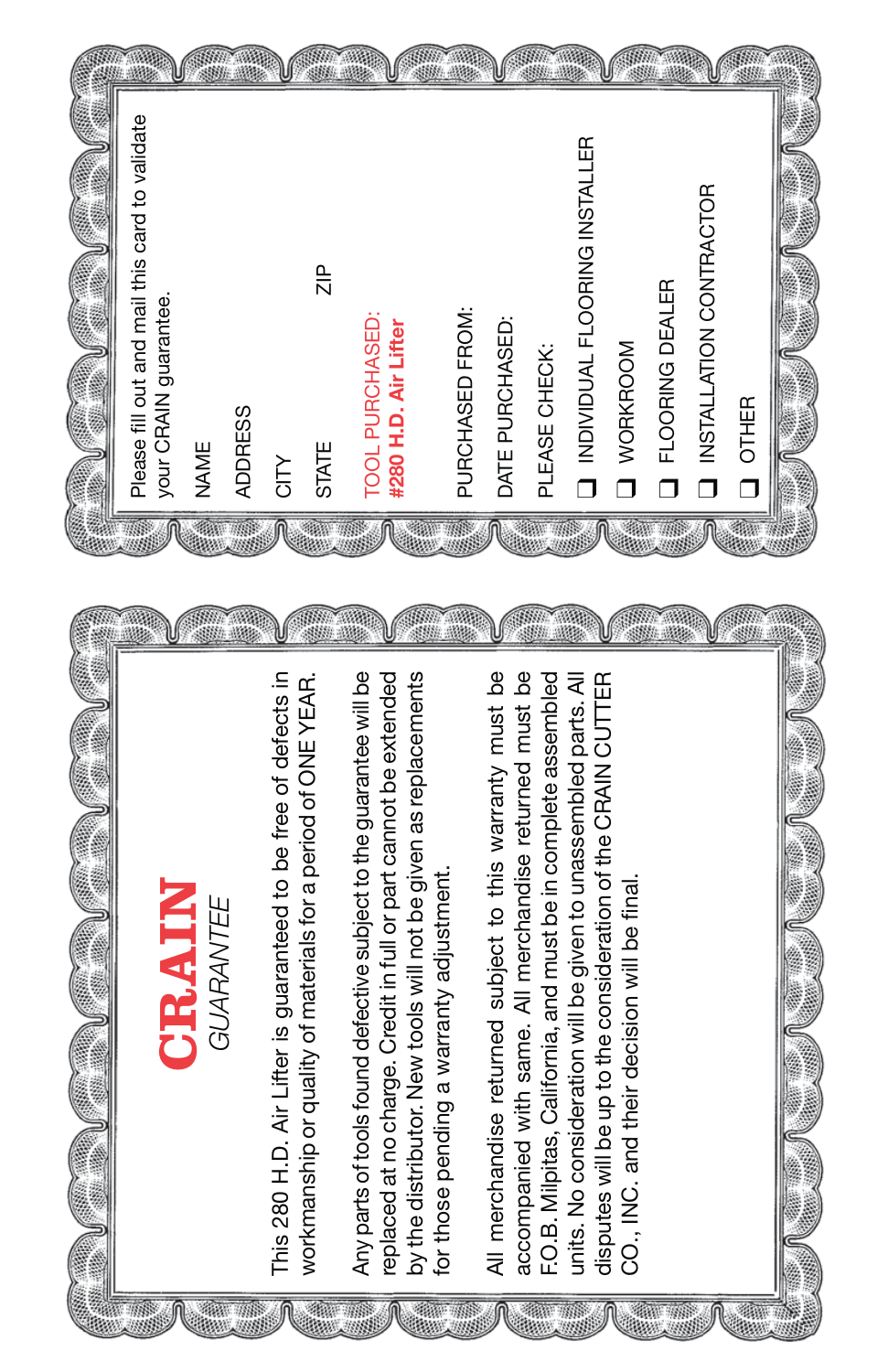# CRAIN

*GUARANTEE*

This 280 H.D. Air Lifter is guaranteed to be free of defects in workmanship or quality of materials for a period of ONE YEAR.

Any parts of tools found defective subject to the guarantee will be replaced at no charge. Credit in full or part cannot be extended by the distributor. New tools will not be given as replacements for those pending a warranty adjustment.

All merchandise returned subject to this warranty must be accompanied with same. All merchandise returned must be F.O.B. Milpitas, California, and must be in complete assembled units. No consideration will be given to unassembled parts. All disputes will be up to the consideration of the CRAIN CUTTER CO., INC. and their decision will be final.

---

Please fill out and mail this card to validate your CRAIN guarantee.

NAME

ADDRESS

CITY

STATE ZIP

TOOL PURCHASED:
**#280 H.D. Air Lifter**

PURCHASED FROM:

DATE PURCHASED:

PLEASE CHECK:

- ☐ INDIVIDUAL FLOORING INSTALLER
- ☐ WORKROOM
- ☐ FLOORING DEALER
- ☐ INSTALLATION CONTRACTOR
- ☐ OTHER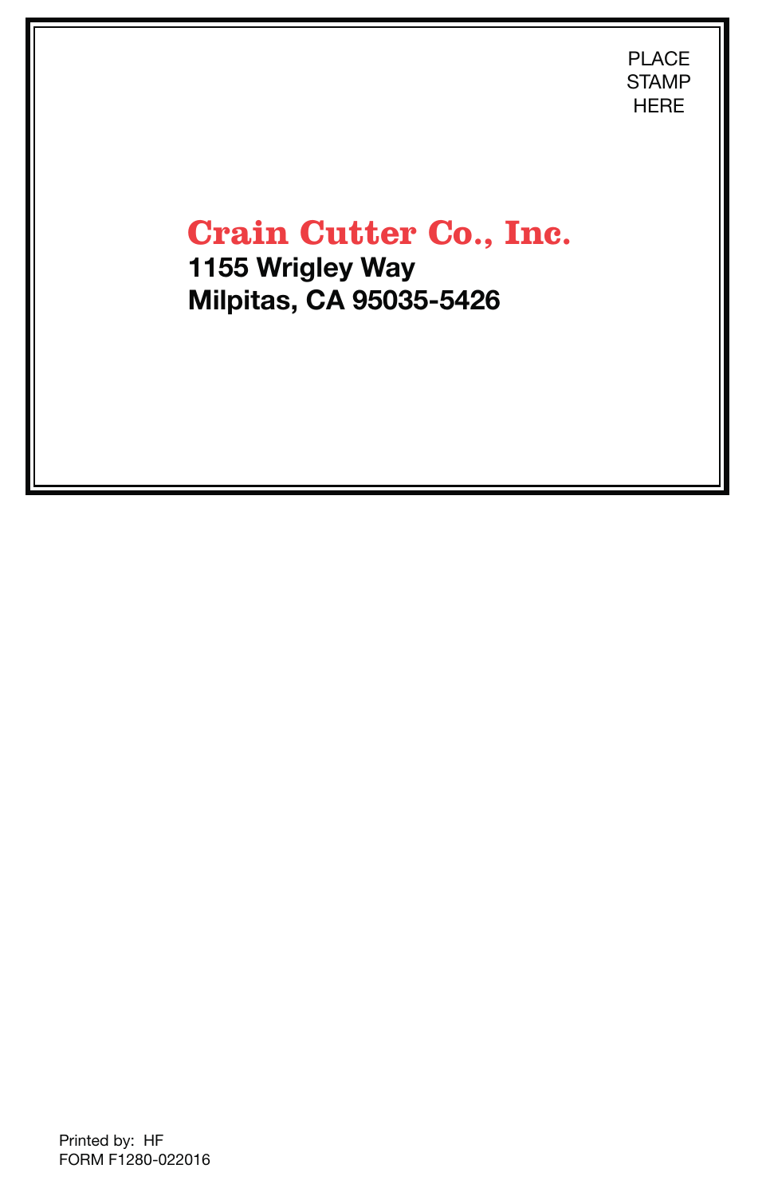PLACE
STAMP
HERE

**Crain Cutter Co., Inc.**
**1155 Wrigley Way**
**Milpitas, CA 95035-5426**

Printed by: HF
FORM F1280-022016